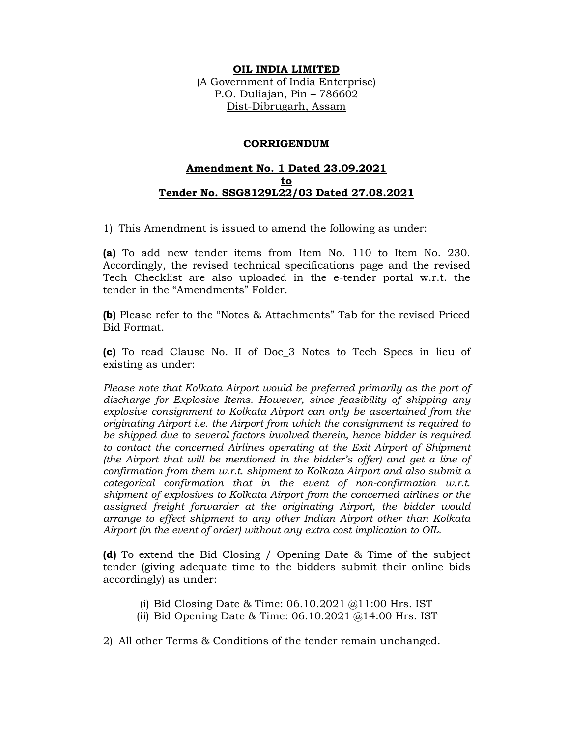**OIL INDIA LIMITED**
(A Government of India Enterprise)
P.O. Duliajan, Pin – 786602
Dist-Dibrugarh, Assam

**CORRIGENDUM**

**Amendment No. 1 Dated 23.09.2021**
**to**
**Tender No. SSG8129L22/03 Dated 27.08.2021**

1) This Amendment is issued to amend the following as under:

**(a)** To add new tender items from Item No. 110 to Item No. 230. Accordingly, the revised technical specifications page and the revised Tech Checklist are also uploaded in the e-tender portal w.r.t. the tender in the "Amendments" Folder.

**(b)** Please refer to the "Notes & Attachments" Tab for the revised Priced Bid Format.

**(c)** To read Clause No. II of Doc_3 Notes to Tech Specs in lieu of existing as under:

*Please note that Kolkata Airport would be preferred primarily as the port of discharge for Explosive Items. However, since feasibility of shipping any explosive consignment to Kolkata Airport can only be ascertained from the originating Airport i.e. the Airport from which the consignment is required to be shipped due to several factors involved therein, hence bidder is required to contact the concerned Airlines operating at the Exit Airport of Shipment (the Airport that will be mentioned in the bidder's offer) and get a line of confirmation from them w.r.t. shipment to Kolkata Airport and also submit a categorical confirmation that in the event of non-confirmation w.r.t. shipment of explosives to Kolkata Airport from the concerned airlines or the assigned freight forwarder at the originating Airport, the bidder would arrange to effect shipment to any other Indian Airport other than Kolkata Airport (in the event of order) without any extra cost implication to OIL.*

**(d)** To extend the Bid Closing / Opening Date & Time of the subject tender (giving adequate time to the bidders submit their online bids accordingly) as under:

(i) Bid Closing Date & Time: 06.10.2021 @11:00 Hrs. IST
(ii) Bid Opening Date & Time: 06.10.2021 @14:00 Hrs. IST

2) All other Terms & Conditions of the tender remain unchanged.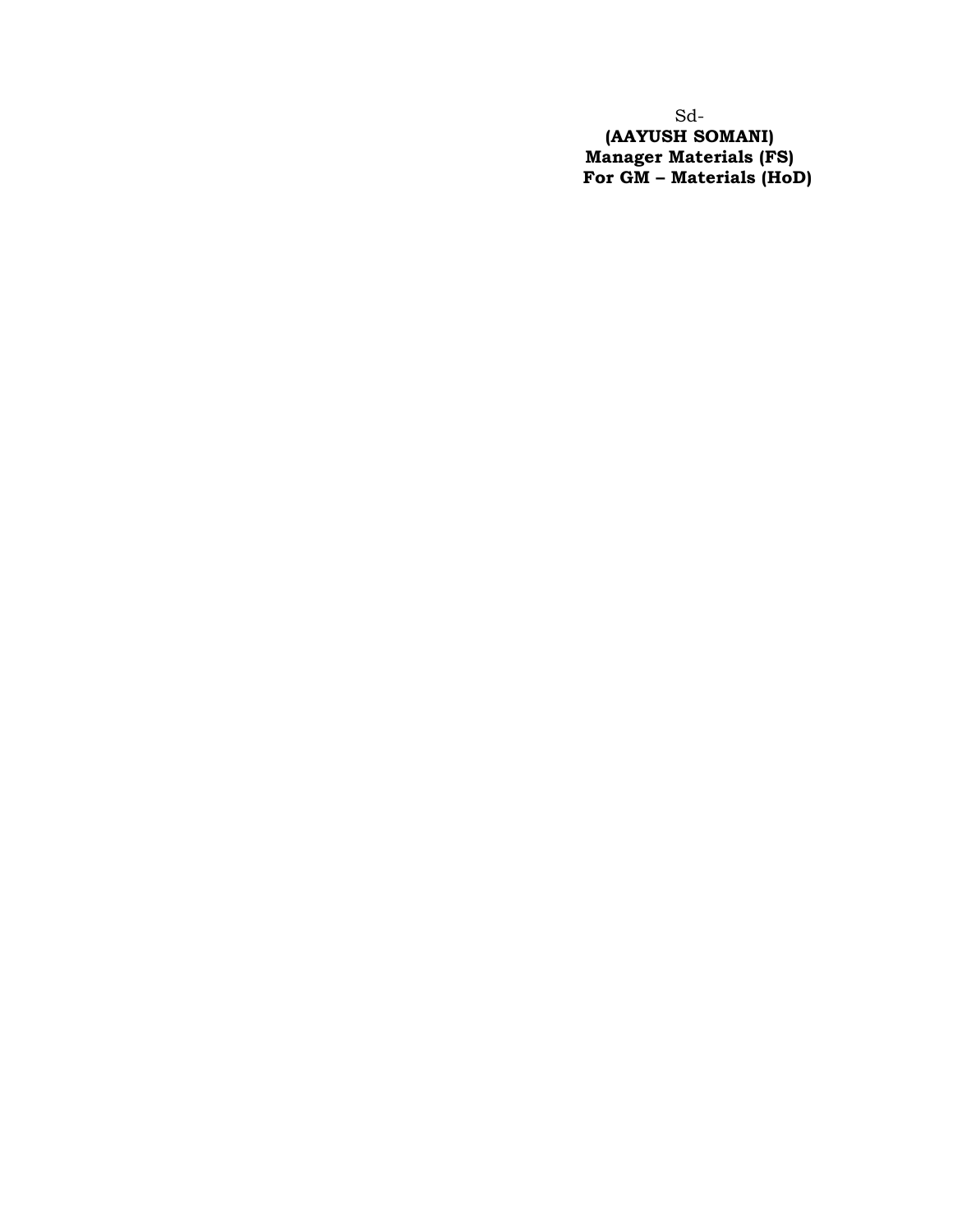Sd-

**(AAYUSH SOMANI)**
**Manager Materials (FS)**
**For GM – Materials (HoD)**